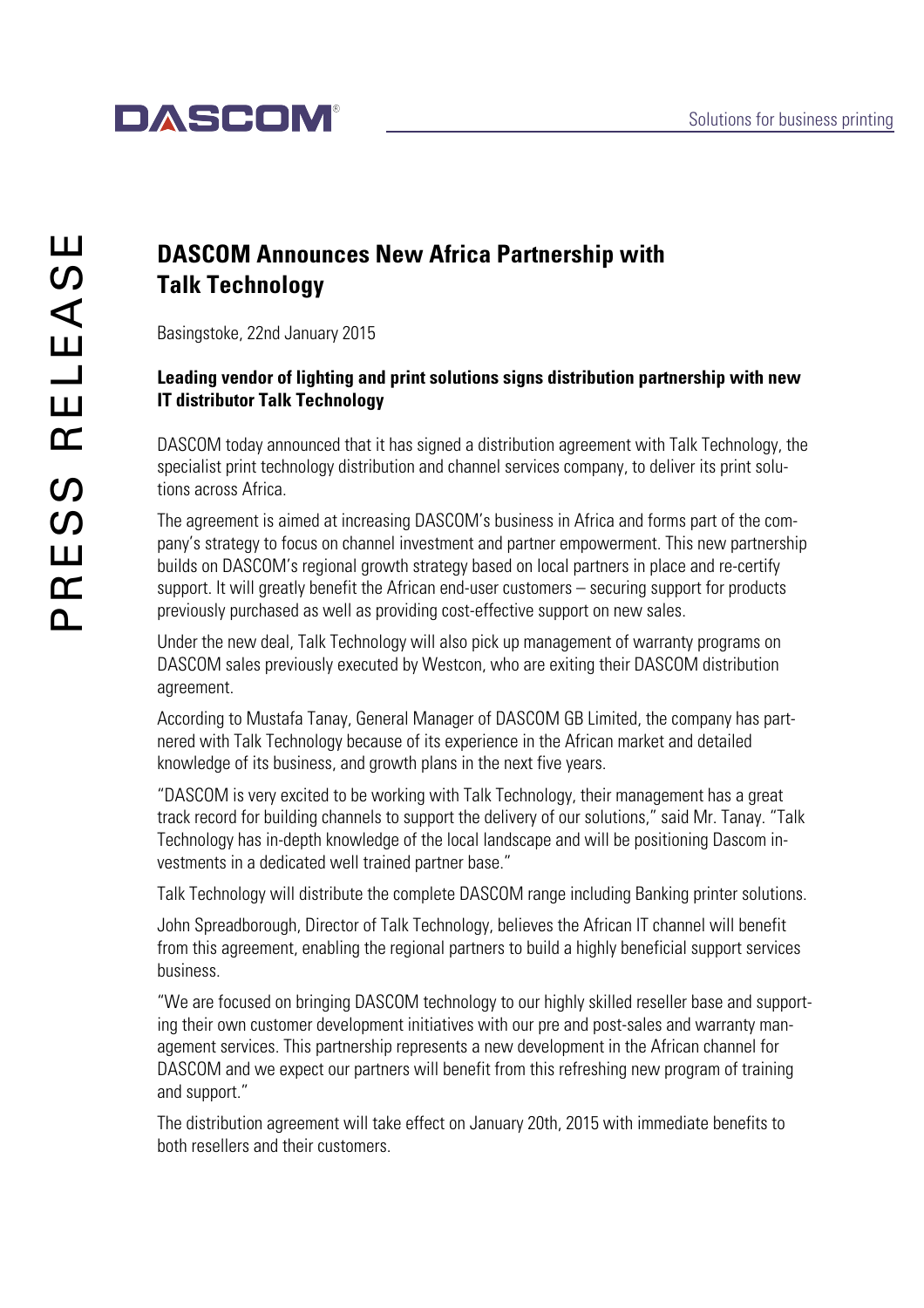# DASCOM Announces New Africa Partnership with Talk Technology

Basingstoke, 22nd January 2015

**Leading vendor of lighting and print solutions signs distribution partnership with new IT distributor Talk Technology**

DASCOM today announced that it has signed a distribution agreement with Talk Technology, the specialist print technology distribution and channel services company, to deliver its print solutions across Africa.

The agreement is aimed at increasing DASCOM's business in Africa and forms part of the company's strategy to focus on channel investment and partner empowerment. This new partnership builds on DASCOM's regional growth strategy based on local partners in place and re-certify support. It will greatly benefit the African end-user customers – securing support for products previously purchased as well as providing cost-effective support on new sales.

Under the new deal, Talk Technology will also pick up management of warranty programs on DASCOM sales previously executed by Westcon, who are exiting their DASCOM distribution agreement.

According to Mustafa Tanay, General Manager of DASCOM GB Limited, the company has partnered with Talk Technology because of its experience in the African market and detailed knowledge of its business, and growth plans in the next five years.

"DASCOM is very excited to be working with Talk Technology, their management has a great track record for building channels to support the delivery of our solutions," said Mr. Tanay. "Talk Technology has in-depth knowledge of the local landscape and will be positioning Dascom investments in a dedicated well trained partner base."

Talk Technology will distribute the complete DASCOM range including Banking printer solutions.

John Spreadborough, Director of Talk Technology, believes the African IT channel will benefit from this agreement, enabling the regional partners to build a highly beneficial support services business.

"We are focused on bringing DASCOM technology to our highly skilled reseller base and supporting their own customer development initiatives with our pre and post-sales and warranty management services. This partnership represents a new development in the African channel for DASCOM and we expect our partners will benefit from this refreshing new program of training and support."

The distribution agreement will take effect on January 20th, 2015 with immediate benefits to both resellers and their customers.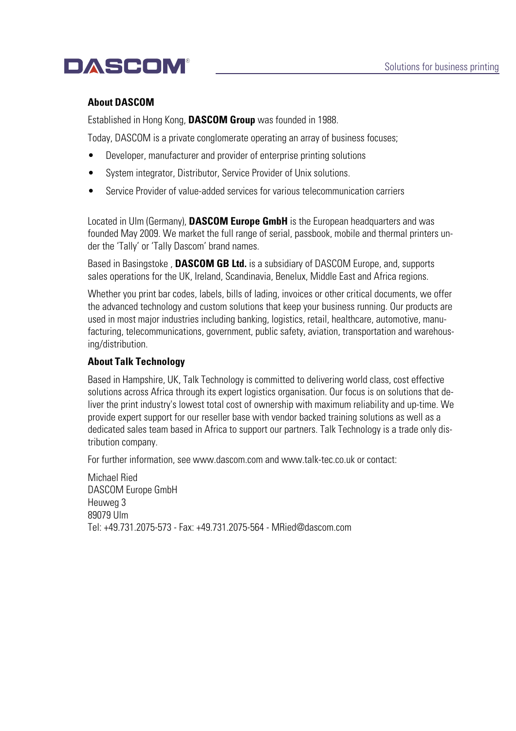## About DASCOM

Established in Hong Kong, **DASCOM Group** was founded in 1988.

Today, DASCOM is a private conglomerate operating an array of business focuses;

- Developer, manufacturer and provider of enterprise printing solutions
- System integrator, Distributor, Service Provider of Unix solutions.
- Service Provider of value-added services for various telecommunication carriers

Located in Ulm (Germany), **DASCOM Europe GmbH** is the European headquarters and was founded May 2009. We market the full range of serial, passbook, mobile and thermal printers under the 'Tally' or 'Tally Dascom' brand names.

Based in Basingstoke , **DASCOM GB Ltd.** is a subsidiary of DASCOM Europe, and, supports sales operations for the UK, Ireland, Scandinavia, Benelux, Middle East and Africa regions.

Whether you print bar codes, labels, bills of lading, invoices or other critical documents, we offer the advanced technology and custom solutions that keep your business running. Our products are used in most major industries including banking, logistics, retail, healthcare, automotive, manufacturing, telecommunications, government, public safety, aviation, transportation and warehousing/distribution.

## About Talk Technology

Based in Hampshire, UK, Talk Technology is committed to delivering world class, cost effective solutions across Africa through its expert logistics organisation. Our focus is on solutions that deliver the print industry's lowest total cost of ownership with maximum reliability and up-time. We provide expert support for our reseller base with vendor backed training solutions as well as a dedicated sales team based in Africa to support our partners. Talk Technology is a trade only distribution company.

For further information, see www.dascom.com and www.talk-tec.co.uk or contact:

Michael Ried
DASCOM Europe GmbH
Heuweg 3
89079 Ulm
Tel: +49.731.2075-573 - Fax: +49.731.2075-564 - MRied@dascom.com